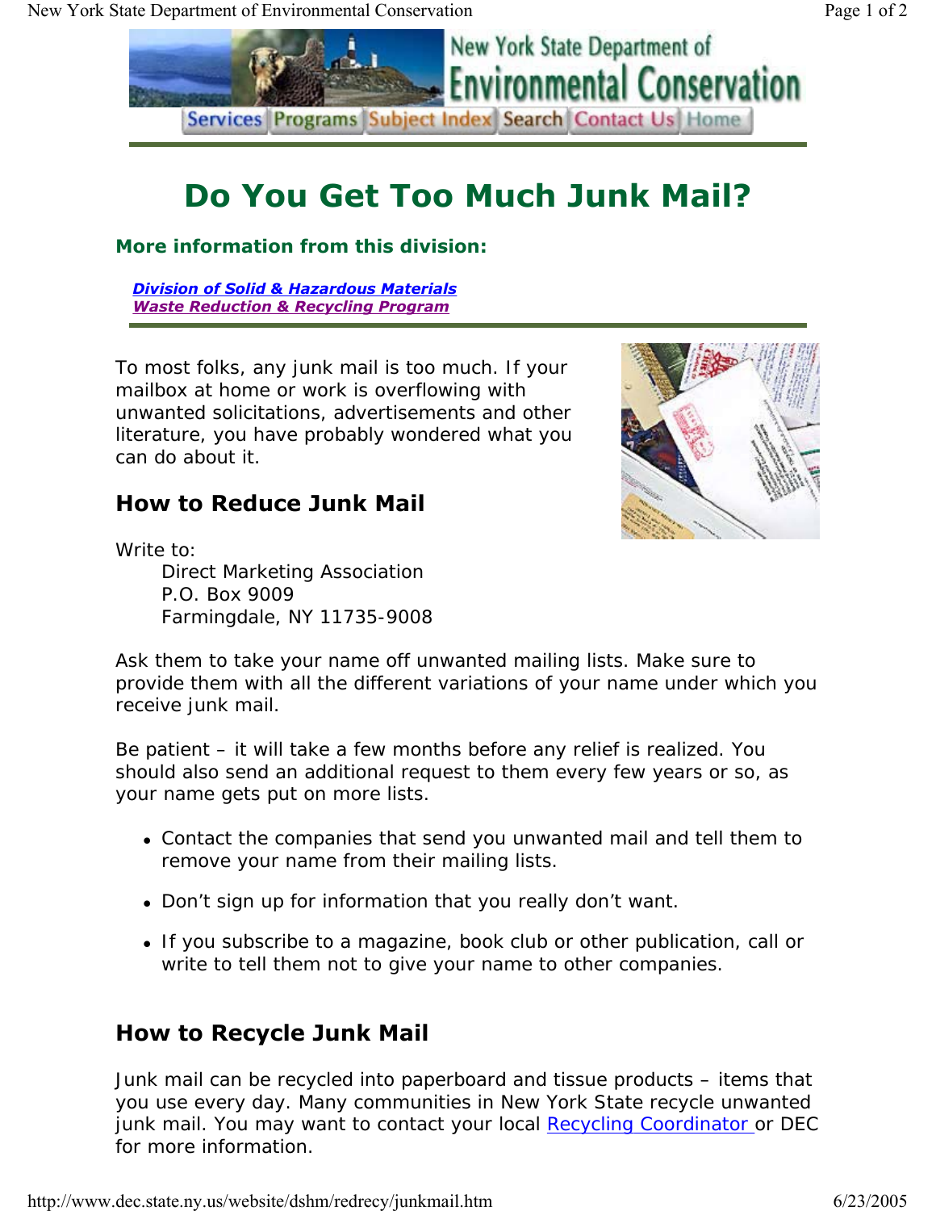# Do You Get Too Much Junk Mail?

**More information from this division:**

*Division of Solid & Hazardous Materials*
*Waste Reduction & Recycling Program*

To most folks, any junk mail is too much. If your mailbox at home or work is overflowing with unwanted solicitations, advertisements and other literature, you have probably wondered what you can do about it.

## How to Reduce Junk Mail

Write to:

Direct Marketing Association
P.O. Box 9009
Farmingdale, NY 11735-9008

Ask them to take your name off unwanted mailing lists. Make sure to provide them with all the different variations of your name under which you receive junk mail.

Be patient – it will take a few months before any relief is realized. You should also send an additional request to them every few years or so, as your name gets put on more lists.

- Contact the companies that send you unwanted mail and tell them to remove your name from their mailing lists.
- Don't sign up for information that you really don't want.
- If you subscribe to a magazine, book club or other publication, call or write to tell them not to give your name to other companies.

## How to Recycle Junk Mail

Junk mail can be recycled into paperboard and tissue products – items that you use every day. Many communities in New York State recycle unwanted junk mail. You may want to contact your local Recycling Coordinator or DEC for more information.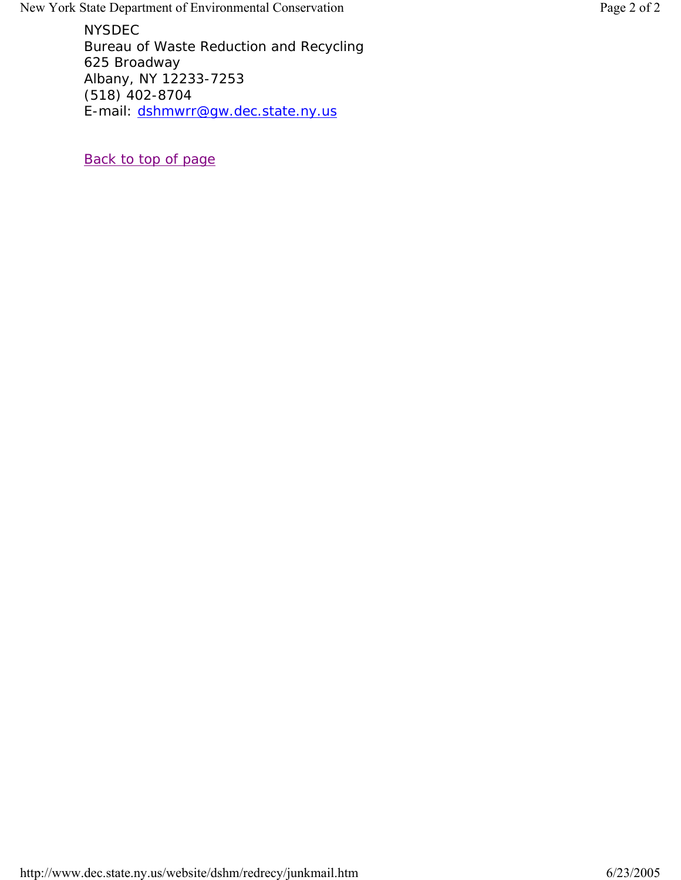NYSDEC
Bureau of Waste Reduction and Recycling
625 Broadway
Albany, NY 12233-7253
(518) 402-8704
E-mail: dshmwrr@gw.dec.state.ny.us

Back to top of page